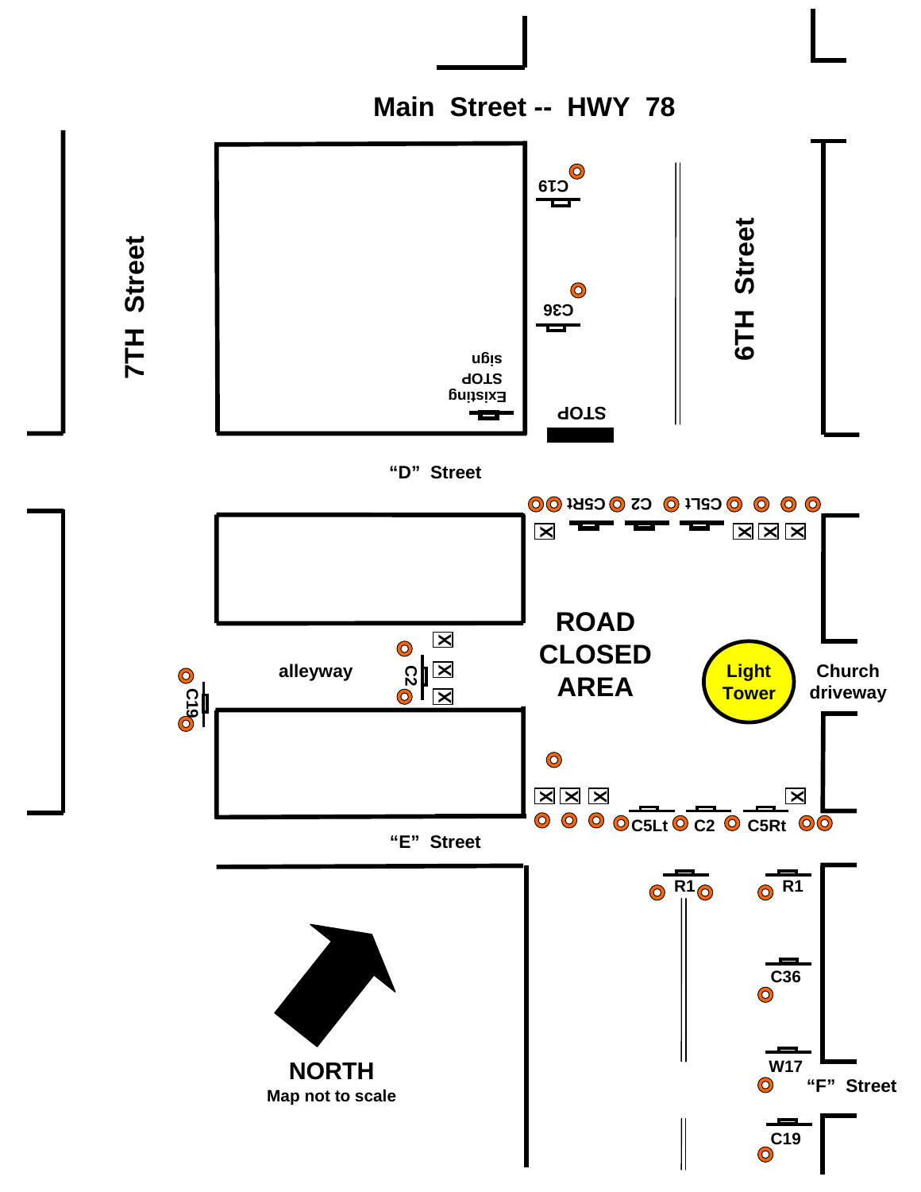Main Street -- HWY 78

7TH Street

6TH Street

C19

C36

Existing STOP sign

STOP

"D" Street

C5Rt C2 C5Lt

ROAD CLOSED AREA

Light Tower

Church driveway

alleyway

C2

C19

C5Lt C2 C5Rt

"E" Street

R1 R1

C36

W17

"F" Street

C19

NORTH
Map not to scale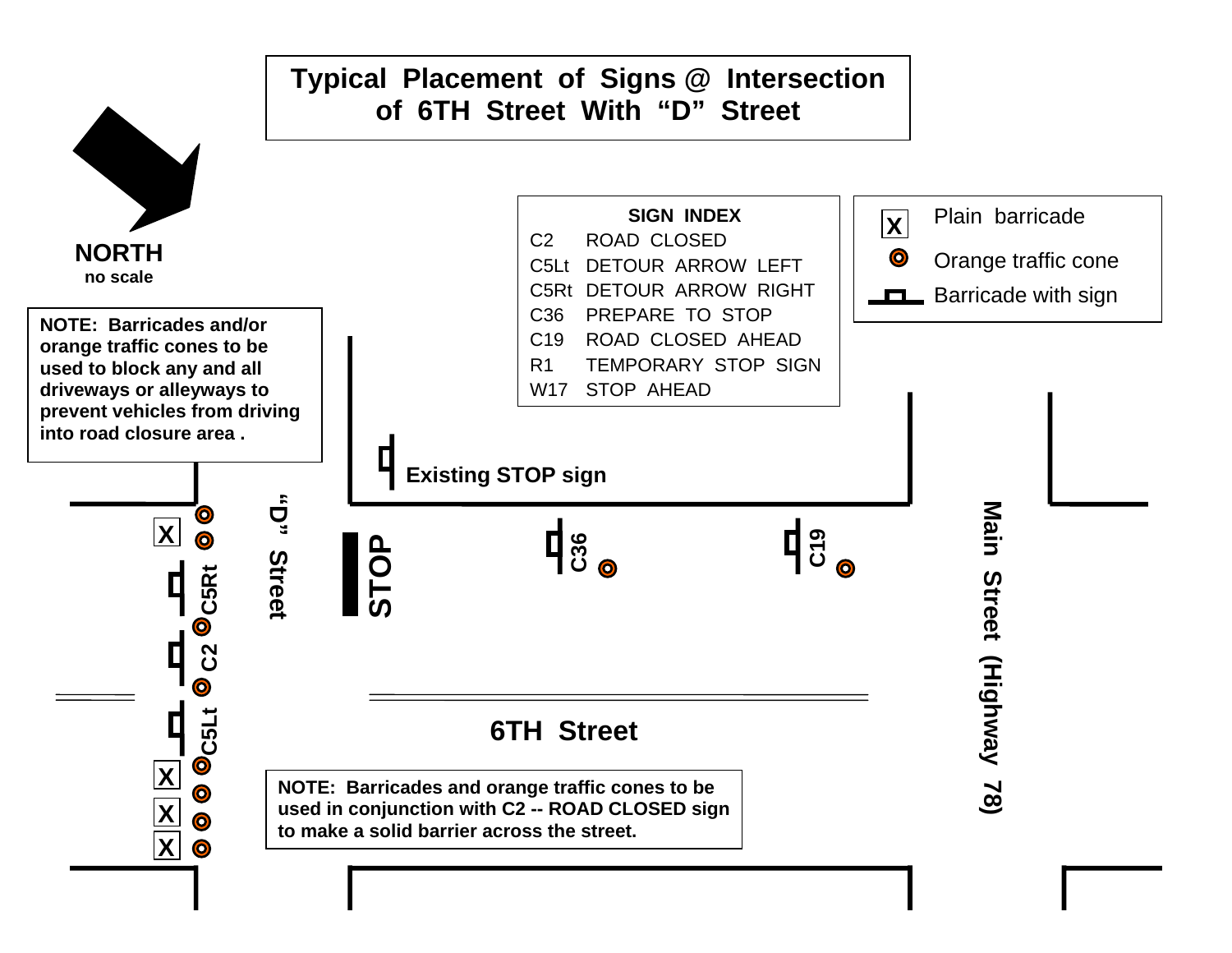# Typical Placement of Signs @ Intersection of 6TH Street With "D" Street

**NORTH**
**no scale**

| SIGN INDEX | |
|---|---|
| C2 | ROAD CLOSED |
| C5Lt | DETOUR ARROW LEFT |
| C5Rt | DETOUR ARROW RIGHT |
| C36 | PREPARE TO STOP |
| C19 | ROAD CLOSED AHEAD |
| R1 | TEMPORARY STOP SIGN |
| W17 | STOP AHEAD |

- X — Plain barricade
- Orange traffic cone
- Barricade with sign

**NOTE: Barricades and/or orange traffic cones to be used to block any and all driveways or alleyways to prevent vehicles from driving into road closure area .**

**Existing STOP sign**

**"D" Street**

**STOP**

**C36**

**C19**

**C5Rt**

**C2**

**C5Lt**

**6TH Street**

**Main Street (Highway 78)**

**NOTE: Barricades and orange traffic cones to be used in conjunction with C2 -- ROAD CLOSED sign to make a solid barrier across the street.**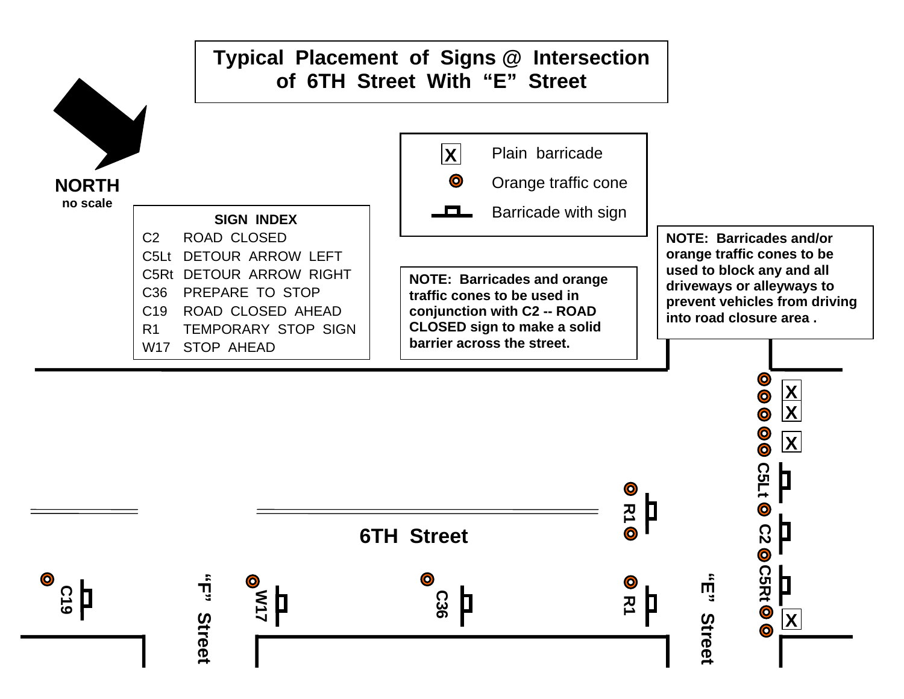# Typical Placement of Signs @ Intersection of 6TH Street With "E" Street

NORTH
no scale

| Symbol | Meaning |
|---|---|
| X | Plain barricade |
| ◎ | Orange traffic cone |
| ⊥ | Barricade with sign |

**SIGN INDEX**

| Code | Sign |
|---|---|
| C2 | ROAD CLOSED |
| C5Lt | DETOUR ARROW LEFT |
| C5Rt | DETOUR ARROW RIGHT |
| C36 | PREPARE TO STOP |
| C19 | ROAD CLOSED AHEAD |
| R1 | TEMPORARY STOP SIGN |
| W17 | STOP AHEAD |

**NOTE: Barricades and orange traffic cones to be used in conjunction with C2 -- ROAD CLOSED sign to make a solid barrier across the street.**

**NOTE: Barricades and/or orange traffic cones to be used to block any and all driveways or alleyways to prevent vehicles from driving into road closure area .**

6TH Street

"F" Street

"E" Street

C19 W17 C36 R1 R1 C5Lt C2 C5Rt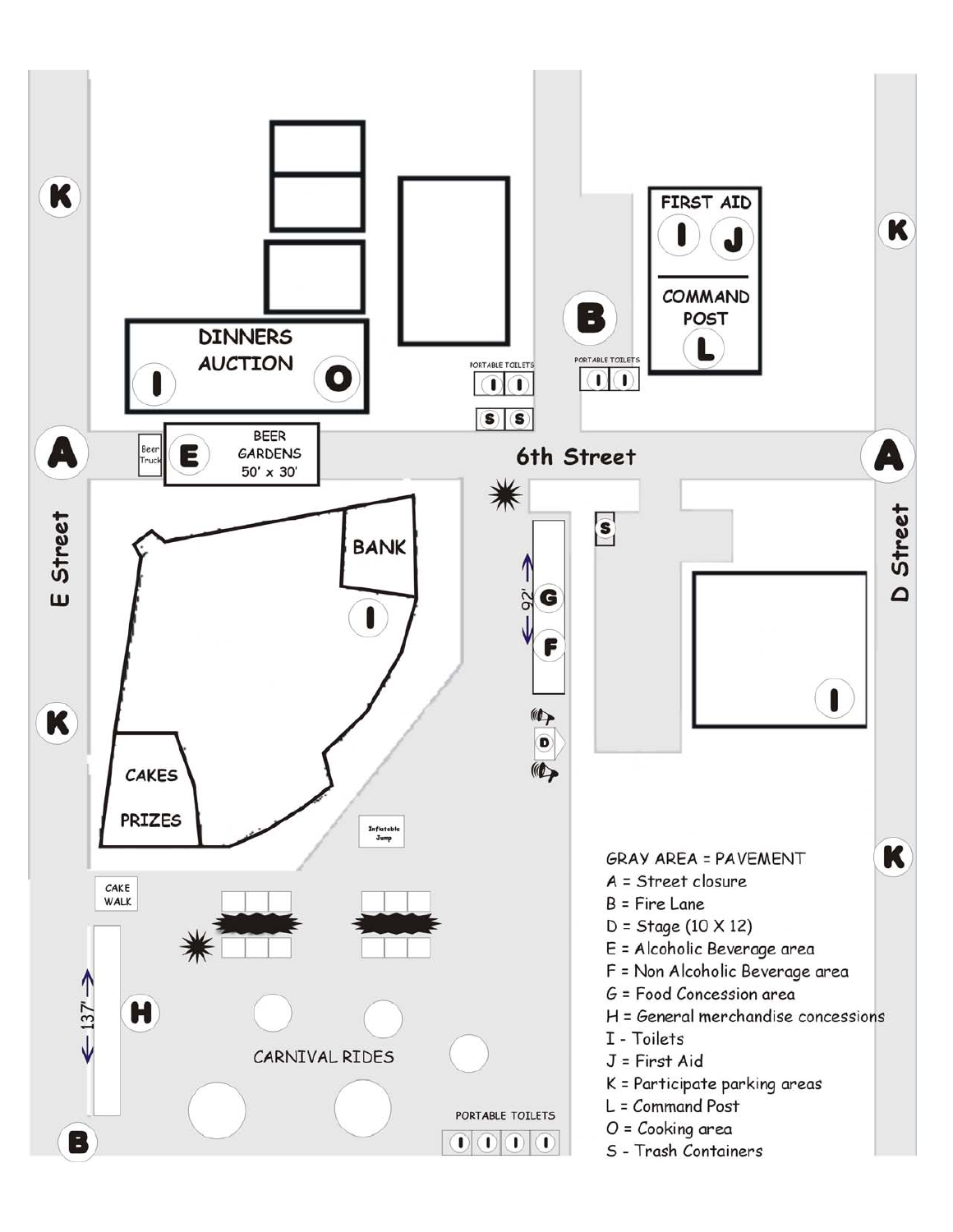K

FIRST AID

I J

COMMAND POST

L

B

DINNERS AUCTION

I O

PORTABLE TOILETS

I I

S S

PORTABLE TOILETS

I I

K

A

Beer Truck

E

BEER GARDENS 50' x 30'

6th Street

A

E Street

D Street

BANK

I

S

92'

G

F

I

K

D

CAKES

PRIZES

Inflatable Jump

K

CAKE WALK

137'

H

CARNIVAL RIDES

B

PORTABLE TOILETS

I I I I

GRAY AREA = PAVEMENT

A = Street closure

B = Fire Lane

D = Stage (10 X 12)

E = Alcoholic Beverage area

F = Non Alcoholic Beverage area

G = Food Concession area

H = General merchandise concessions

I - Toilets

J = First Aid

K = Participate parking areas

L = Command Post

O = Cooking area

S - Trash Containers